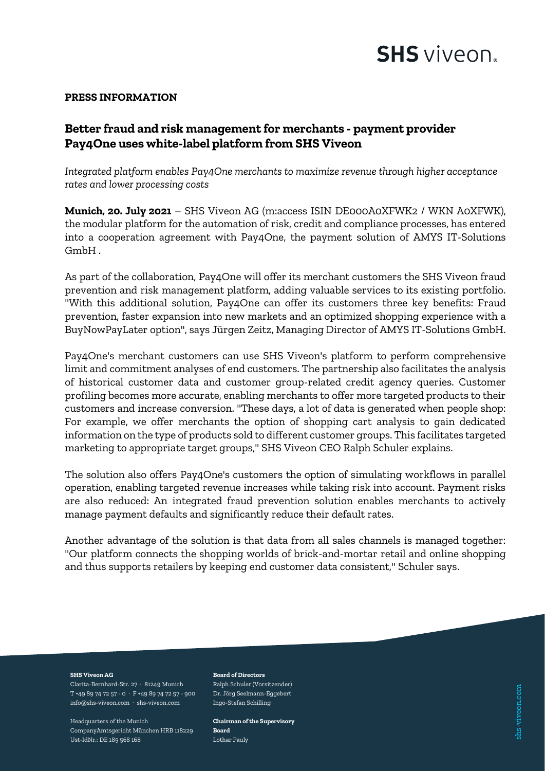**PRESS INFORMATION**

## Better fraud and risk management for merchants - payment provider Pay4One uses white-label platform from SHS Viveon

*Integrated platform enables Pay4One merchants to maximize revenue through higher acceptance rates and lower processing costs*

**Munich, 20. July 2021** – SHS Viveon AG (m:access ISIN DE000A0XFWK2 / WKN A0XFWK), the modular platform for the automation of risk, credit and compliance processes, has entered into a cooperation agreement with Pay4One, the payment solution of AMYS IT-Solutions GmbH .

As part of the collaboration, Pay4One will offer its merchant customers the SHS Viveon fraud prevention and risk management platform, adding valuable services to its existing portfolio. "With this additional solution, Pay4One can offer its customers three key benefits: Fraud prevention, faster expansion into new markets and an optimized shopping experience with a BuyNowPayLater option", says Jürgen Zeitz, Managing Director of AMYS IT-Solutions GmbH.

Pay4One's merchant customers can use SHS Viveon's platform to perform comprehensive limit and commitment analyses of end customers. The partnership also facilitates the analysis of historical customer data and customer group-related credit agency queries. Customer profiling becomes more accurate, enabling merchants to offer more targeted products to their customers and increase conversion. "These days, a lot of data is generated when people shop: For example, we offer merchants the option of shopping cart analysis to gain dedicated information on the type of products sold to different customer groups. This facilitates targeted marketing to appropriate target groups," SHS Viveon CEO Ralph Schuler explains.

The solution also offers Pay4One's customers the option of simulating workflows in parallel operation, enabling targeted revenue increases while taking risk into account. Payment risks are also reduced: An integrated fraud prevention solution enables merchants to actively manage payment defaults and significantly reduce their default rates.

Another advantage of the solution is that data from all sales channels is managed together: "Our platform connects the shopping worlds of brick-and-mortar retail and online shopping and thus supports retailers by keeping end customer data consistent," Schuler says.

**SHS Viveon AG**
Clarita-Bernhard-Str. 27 · 81249 Munich
T +49 89 74 72 57 - 0 · F +49 89 74 72 57 - 900
info@shs-viveon.com · shs-viveon.com

Headquarters of the Munich CompanyAmtsgericht München HRB 118229
Ust-IdNr.: DE 189 568 168

**Board of Directors**
Ralph Schuler (Vorsitzender)
Dr. Jörg Seelmann-Eggebert
Ingo-Stefan Schilling

**Chairman of the Supervisory Board**
Lothar Pauly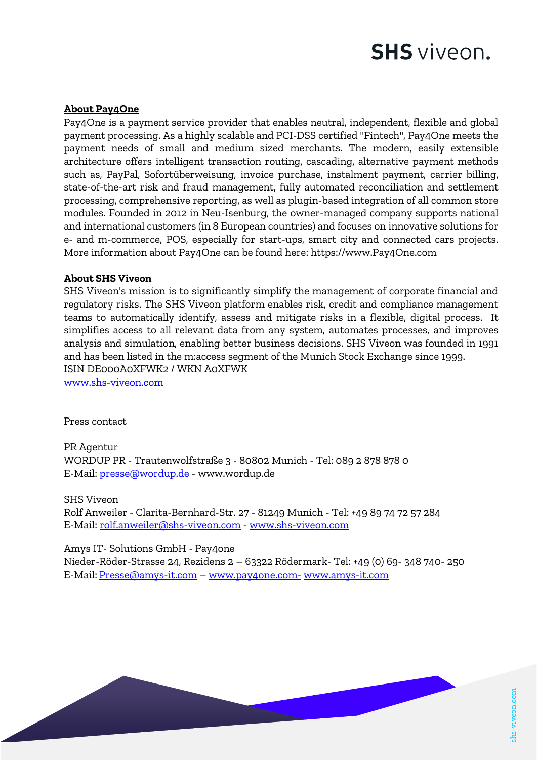**About Pay4One**

Pay4One is a payment service provider that enables neutral, independent, flexible and global payment processing. As a highly scalable and PCI-DSS certified "Fintech", Pay4One meets the payment needs of small and medium sized merchants. The modern, easily extensible architecture offers intelligent transaction routing, cascading, alternative payment methods such as, PayPal, Sofortüberweisung, invoice purchase, instalment payment, carrier billing, state-of-the-art risk and fraud management, fully automated reconciliation and settlement processing, comprehensive reporting, as well as plugin-based integration of all common store modules. Founded in 2012 in Neu-Isenburg, the owner-managed company supports national and international customers (in 8 European countries) and focuses on innovative solutions for e- and m-commerce, POS, especially for start-ups, smart city and connected cars projects. More information about Pay4One can be found here: https://www.Pay4One.com

**About SHS Viveon**

SHS Viveon's mission is to significantly simplify the management of corporate financial and regulatory risks. The SHS Viveon platform enables risk, credit and compliance management teams to automatically identify, assess and mitigate risks in a flexible, digital process. It simplifies access to all relevant data from any system, automates processes, and improves analysis and simulation, enabling better business decisions. SHS Viveon was founded in 1991 and has been listed in the m:access segment of the Munich Stock Exchange since 1999.
ISIN DE000A0XFWK2 / WKN A0XFWK
www.shs-viveon.com

Press contact

PR Agentur
WORDUP PR - Trautenwolfstraße 3 - 80802 Munich - Tel: 089 2 878 878 0
E-Mail: presse@wordup.de - www.wordup.de

SHS Viveon
Rolf Anweiler - Clarita-Bernhard-Str. 27 - 81249 Munich - Tel: +49 89 74 72 57 284
E-Mail: rolf.anweiler@shs-viveon.com - www.shs-viveon.com

Amys IT- Solutions GmbH - Pay4one
Nieder-Röder-Strasse 24, Rezidens 2 – 63322 Rödermark- Tel: +49 (0) 69- 348 740- 250
E-Mail: Presse@amys-it.com – www.pay4one.com- www.amys-it.com